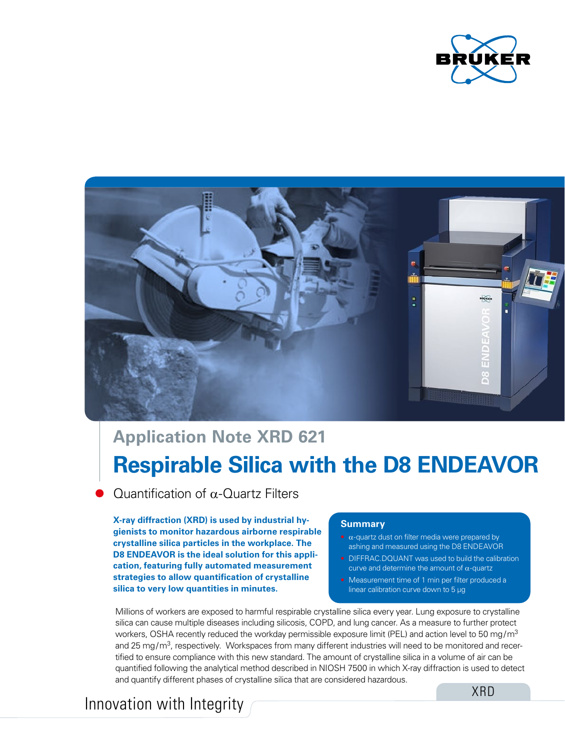Application Note XRD 621

# Respirable Silica with the D8 ENDEAVOR

## Quantification of α-Quartz Filters

**X-ray diffraction (XRD) is used by industrial hygienists to monitor hazardous airborne respirable crystalline silica particles in the workplace. The D8 ENDEAVOR is the ideal solution for this application, featuring fully automated measurement strategies to allow quantification of crystalline silica to very low quantities in minutes.**

### Summary

- α-quartz dust on filter media were prepared by ashing and measured using the D8 ENDEAVOR
- DIFFRAC.DQUANT was used to build the calibration curve and determine the amount of α-quartz
- Measurement time of 1 min per filter produced a linear calibration curve down to 5 µg

Millions of workers are exposed to harmful respirable crystalline silica every year. Lung exposure to crystalline silica can cause multiple diseases including silicosis, COPD, and lung cancer. As a measure to further protect workers, OSHA recently reduced the workday permissible exposure limit (PEL) and action level to 50 $mg/m^3$ and 25 $mg/m^3$, respectively. Workspaces from many different industries will need to be monitored and recertified to ensure compliance with this new standard. The amount of crystalline silica in a volume of air can be quantified following the analytical method described in NIOSH 7500 in which X-ray diffraction is used to detect and quantify different phases of crystalline silica that are considered hazardous.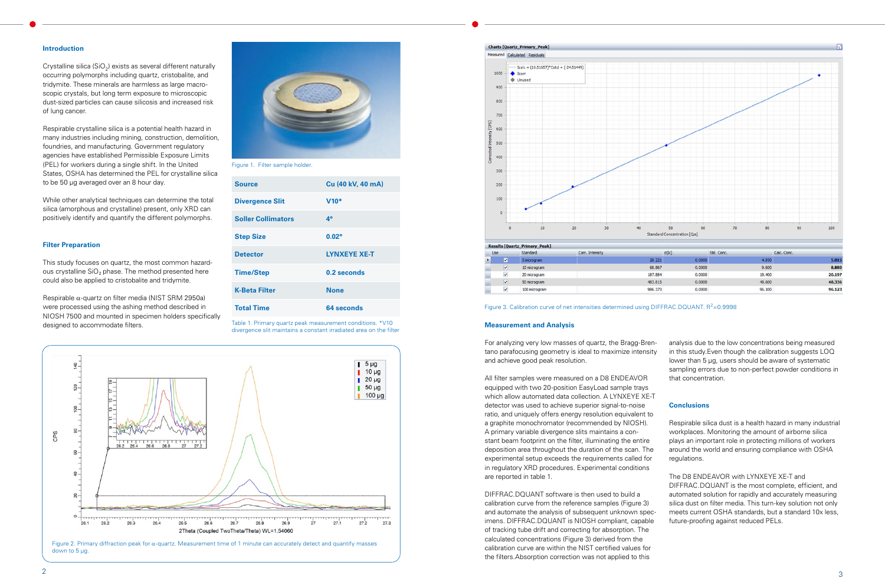## Introduction

Crystalline silica ($SiO_2$) exists as several different naturally occurring polymorphs including quartz, cristobalite, and tridymite. These minerals are harmless as large macroscopic crystals, but long term exposure to microscopic dust-sized particles can cause silicosis and increased risk of lung cancer.

Respirable crystalline silica is a potential health hazard in many industries including mining, construction, demolition, foundries, and manufacturing. Government regulatory agencies have established Permissible Exposure Limits (PEL) for workers during a single shift. In the United States, OSHA has determined the PEL for crystalline silica to be 50 µg averaged over an 8 hour day.

While other analytical techniques can determine the total silica (amorphous and crystalline) present, only XRD can positively identify and quantify the different polymorphs.

## Filter Preparation

This study focuses on quartz, the most common hazardous crystalline $SiO_2$ phase. The method presented here could also be applied to cristobalite and tridymite.

Respirable α-quartz on filter media (NIST SRM 2950a) were processed using the ashing method described in NIOSH 7500 and mounted in specimen holders specifically designed to accommodate filters.

Figure 1. Filter sample holder.

| Source | Cu (40 kV, 40 mA) |
|---|---|
| Divergence Slit | V10* |
| Soller Collimators | 4° |
| Step Size | 0.02° |
| Detector | LYNXEYE XE-T |
| Time/Step | 0.2 seconds |
| K-Beta Filter | None |
| Total Time | 64 seconds |

Table 1. Primary quartz peak measurement conditions. *V10 divergence slit maintains a constant irradiated area on the filter

Figure 2. Primary diffraction peak for α-quartz. Measurement time of 1 minute can accurately detect and quantify masses down to 5 µg.

| Use | Standard | Corr. Intensity | σ(Ic) | Std. Conc. | Calc. Conc. |
|---|---|---|---|---|---|
| ✓ | 5 microgram | 28.221 | 0.0000 | 4.850 | 5.015 |
| ✓ | 10 microgram | 68.867 | 0.0000 | 9.600 | 8.880 |
| ✓ | 20 microgram | 187.884 | 0.0000 | 19.400 | 20.197 |
| ✓ | 50 microgram | 483.815 | 0.0000 | 48.600 | 48.336 |
| ✓ | 100 microgram | 986.373 | 0.0000 | 96.100 | 96.123 |

Figure 3. Calibration curve of net intensities determined using DIFFRAC.DQUANT. $R^2$=0.9998

## Measurement and Analysis

For analyzing very low masses of quartz, the Bragg-Brentano parafocusing geometry is ideal to maximize intensity and achieve good peak resolution.

All filter samples were measured on a D8 ENDEAVOR equipped with two 20-position EasyLoad sample trays which allow automated data collection. A LYNXEYE XE-T detector was used to achieve superior signal-to-noise ratio, and uniquely offers energy resolution equivalent to a graphite monochromator (recommended by NIOSH). A primary variable divergence slits maintains a constant beam footprint on the filter, illuminating the entire deposition area throughout the duration of the scan. The experimental setup exceeds the requirements called for in regulatory XRD procedures. Experimental conditions are reported in table 1.

DIFFRAC.DQUANT software is then used to build a calibration curve from the reference samples (Figure 3) and automate the analysis of subsequent unknown specimens. DIFFRAC.DQUANT is NIOSH compliant, capable of tracking tube drift and correcting for absorption. The calculated concentrations (Figure 3) derived from the calibration curve are within the NIST certified values for the filters. Absorption correction was not applied to this analysis due to the low concentrations being measured in this study. Even though the calibration suggests LOQ lower than 5 µg, users should be aware of systematic sampling errors due to non-perfect powder conditions in that concentration.

## Conclusions

Respirable silica dust is a health hazard in many industrial workplaces. Monitoring the amount of airborne silica plays an important role in protecting millions of workers around the world and ensuring compliance with OSHA regulations.

The D8 ENDEAVOR with LYNXEYE XE-T and DIFFRAC.DQUANT is the most complete, efficient, and automated solution for rapidly and accurately measuring silica dust on filter media. This turn-key solution not only meets current OSHA standards, but a standard 10x less, future-proofing against reduced PELs.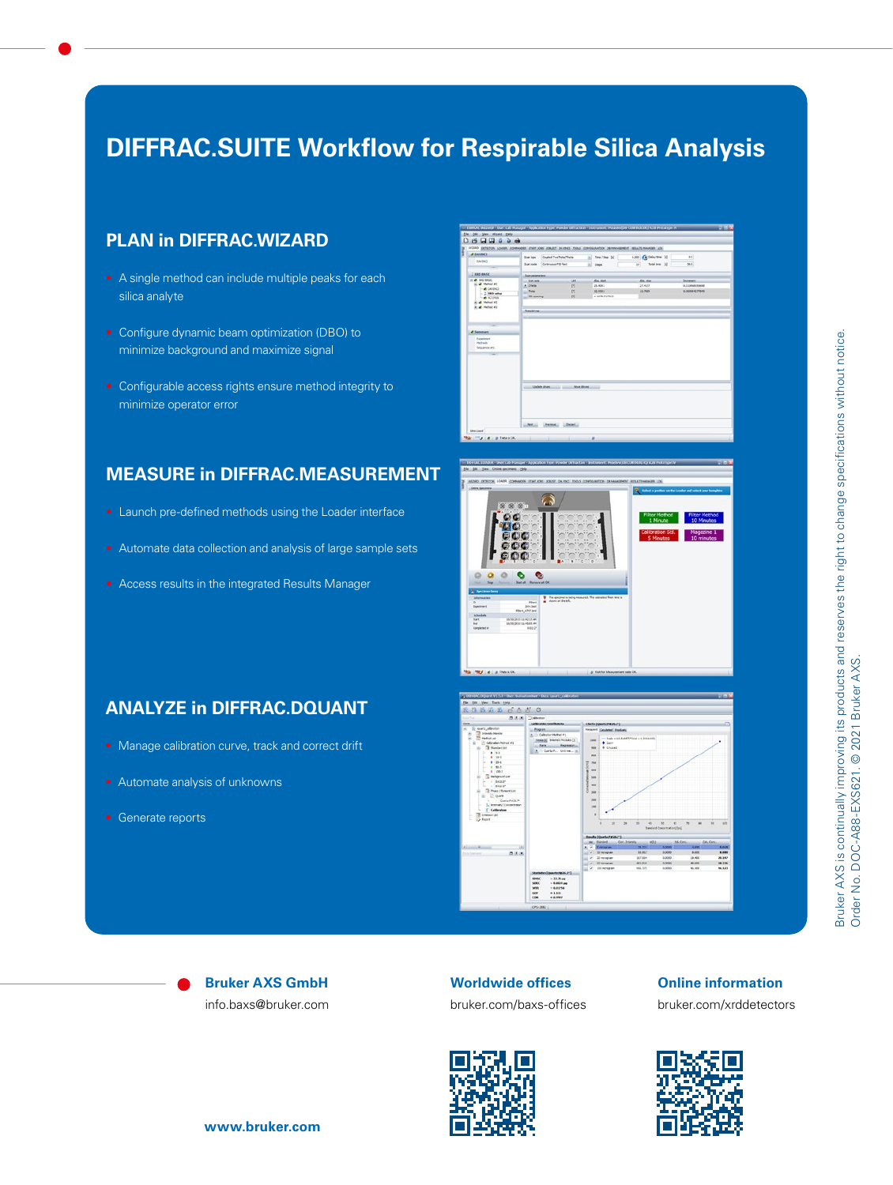# DIFFRAC.SUITE Workflow for Respirable Silica Analysis

## PLAN in DIFFRAC.WIZARD

- A single method can include multiple peaks for each silica analyte
- Configure dynamic beam optimization (DBO) to minimize background and maximize signal
- Configurable access rights ensure method integrity to minimize operator error

## MEASURE in DIFFRAC.MEASUREMENT

- Launch pre-defined methods using the Loader interface
- Automate data collection and analysis of large sample sets
- Access results in the integrated Results Manager

## ANALYZE in DIFFRAC.DQUANT

- Manage calibration curve, track and correct drift
- Automate analysis of unknowns
- Generate reports

Bruker AXS is continually improving its products and reserves the right to change specifications without notice.
Order No. DOC-A88-EXS621. © 2021 Bruker AXS.

**Bruker AXS GmbH**
info.baxs@bruker.com

**Worldwide offices**
bruker.com/baxs-offices

**Online information**
bruker.com/xrddetectors

**www.bruker.com**